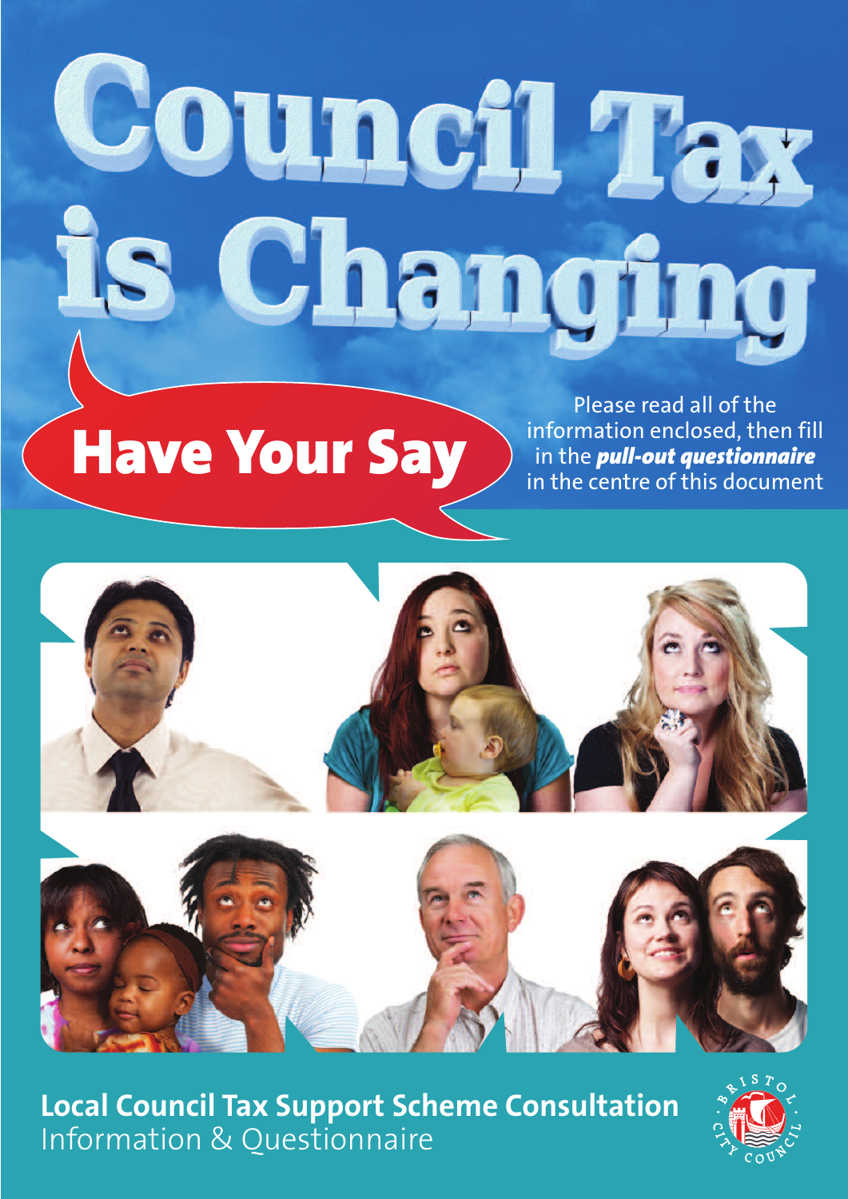# Council Tax is Changing

## Have Your Say

Please read all of the information enclosed, then fill in the ***pull-out questionnaire*** in the centre of this document

**Local Council Tax Support Scheme Consultation**
Information & Questionnaire

BRISTOL CITY COUNCIL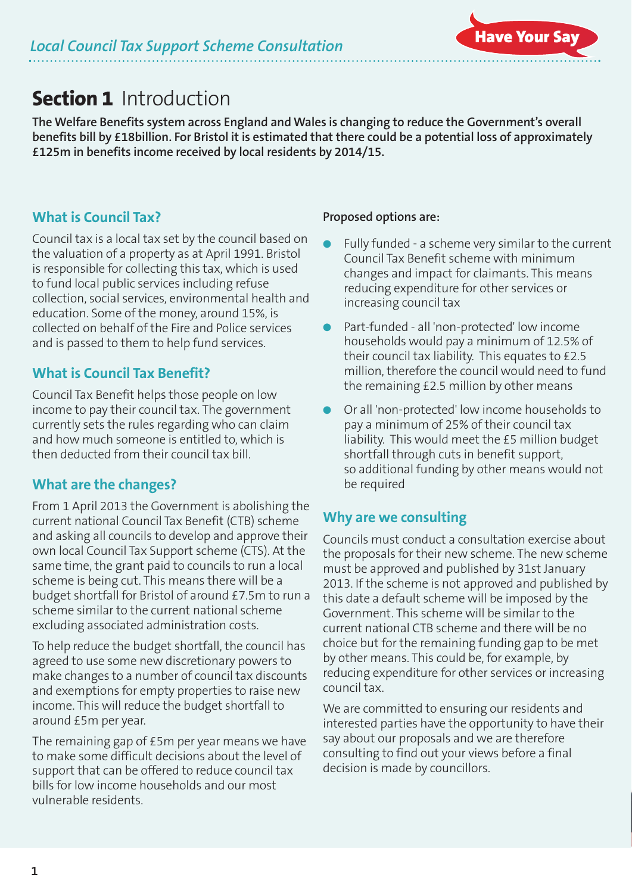## Section 1 Introduction

**The Welfare Benefits system across England and Wales is changing to reduce the Government's overall benefits bill by £18billion. For Bristol it is estimated that there could be a potential loss of approximately £125m in benefits income received by local residents by 2014/15.**

### What is Council Tax?

Council tax is a local tax set by the council based on the valuation of a property as at April 1991. Bristol is responsible for collecting this tax, which is used to fund local public services including refuse collection, social services, environmental health and education. Some of the money, around 15%, is collected on behalf of the Fire and Police services and is passed to them to help fund services.

### What is Council Tax Benefit?

Council Tax Benefit helps those people on low income to pay their council tax. The government currently sets the rules regarding who can claim and how much someone is entitled to, which is then deducted from their council tax bill.

### What are the changes?

From 1 April 2013 the Government is abolishing the current national Council Tax Benefit (CTB) scheme and asking all councils to develop and approve their own local Council Tax Support scheme (CTS). At the same time, the grant paid to councils to run a local scheme is being cut. This means there will be a budget shortfall for Bristol of around £7.5m to run a scheme similar to the current national scheme excluding associated administration costs.

To help reduce the budget shortfall, the council has agreed to use some new discretionary powers to make changes to a number of council tax discounts and exemptions for empty properties to raise new income. This will reduce the budget shortfall to around £5m per year.

The remaining gap of £5m per year means we have to make some difficult decisions about the level of support that can be offered to reduce council tax bills for low income households and our most vulnerable residents.

**Proposed options are:**

- Fully funded - a scheme very similar to the current Council Tax Benefit scheme with minimum changes and impact for claimants. This means reducing expenditure for other services or increasing council tax
- Part-funded - all 'non-protected' low income households would pay a minimum of 12.5% of their council tax liability. This equates to £2.5 million, therefore the council would need to fund the remaining £2.5 million by other means
- Or all 'non-protected' low income households to pay a minimum of 25% of their council tax liability. This would meet the £5 million budget shortfall through cuts in benefit support, so additional funding by other means would not be required

### Why are we consulting

Councils must conduct a consultation exercise about the proposals for their new scheme. The new scheme must be approved and published by 31st January 2013. If the scheme is not approved and published by this date a default scheme will be imposed by the Government. This scheme will be similar to the current national CTB scheme and there will be no choice but for the remaining funding gap to be met by other means. This could be, for example, by reducing expenditure for other services or increasing council tax.

We are committed to ensuring our residents and interested parties have the opportunity to have their say about our proposals and we are therefore consulting to find out your views before a final decision is made by councillors.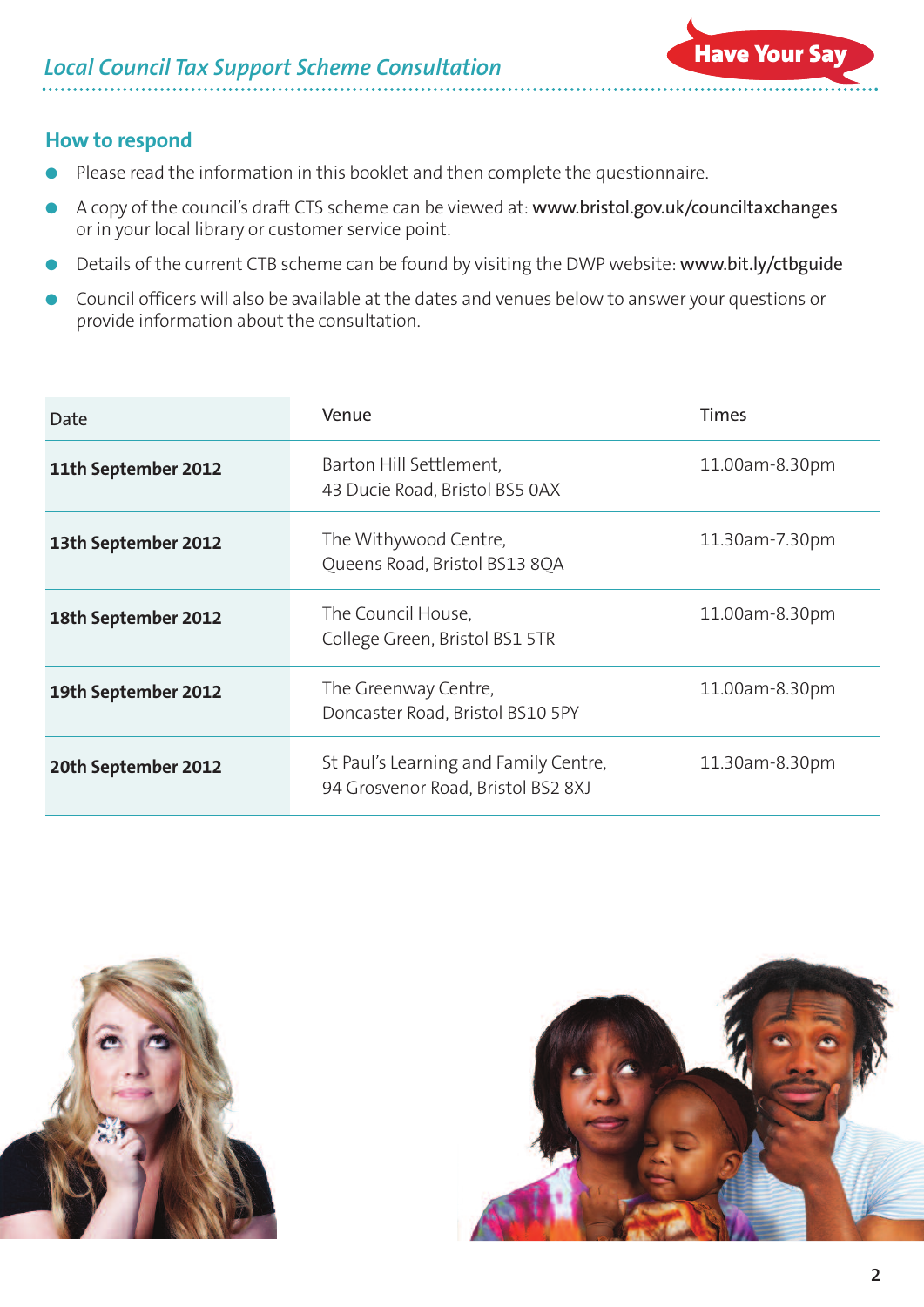## How to respond

- Please read the information in this booklet and then complete the questionnaire.
- A copy of the council's draft CTS scheme can be viewed at: **www.bristol.gov.uk/counciltaxchanges** or in your local library or customer service point.
- Details of the current CTB scheme can be found by visiting the DWP website: **www.bit.ly/ctbguide**
- Council officers will also be available at the dates and venues below to answer your questions or provide information about the consultation.

| Date | Venue | Times |
|---|---|---|
| **11th September 2012** | Barton Hill Settlement, 43 Ducie Road, Bristol BS5 0AX | 11.00am-8.30pm |
| **13th September 2012** | The Withywood Centre, Queens Road, Bristol BS13 8QA | 11.30am-7.30pm |
| **18th September 2012** | The Council House, College Green, Bristol BS1 5TR | 11.00am-8.30pm |
| **19th September 2012** | The Greenway Centre, Doncaster Road, Bristol BS10 5PY | 11.00am-8.30pm |
| **20th September 2012** | St Paul's Learning and Family Centre, 94 Grosvenor Road, Bristol BS2 8XJ | 11.30am-8.30pm |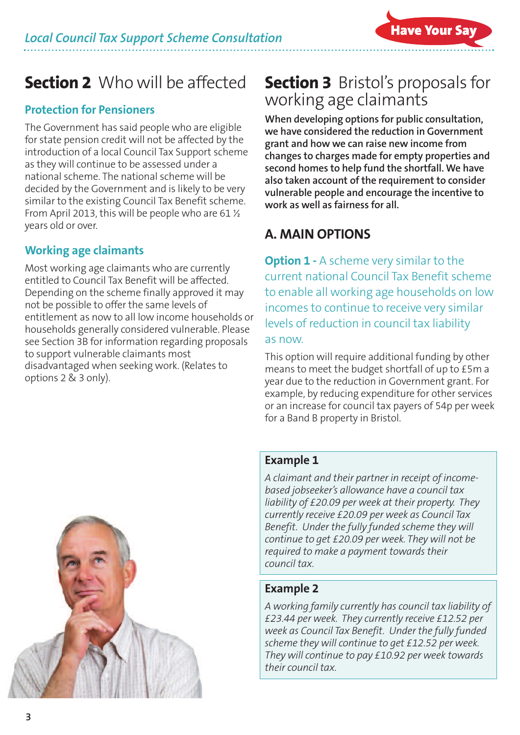## Section 2 Who will be affected

### Protection for Pensioners

The Government has said people who are eligible for state pension credit will not be affected by the introduction of a local Council Tax Support scheme as they will continue to be assessed under a national scheme. The national scheme will be decided by the Government and is likely to be very similar to the existing Council Tax Benefit scheme. From April 2013, this will be people who are 61 ½ years old or over.

### Working age claimants

Most working age claimants who are currently entitled to Council Tax Benefit will be affected. Depending on the scheme finally approved it may not be possible to offer the same levels of entitlement as now to all low income households or households generally considered vulnerable. Please see Section 3B for information regarding proposals to support vulnerable claimants most disadvantaged when seeking work. (Relates to options 2 & 3 only).

## Section 3 Bristol's proposals for working age claimants

**When developing options for public consultation, we have considered the reduction in Government grant and how we can raise new income from changes to charges made for empty properties and second homes to help fund the shortfall. We have also taken account of the requirement to consider vulnerable people and encourage the incentive to work as well as fairness for all.**

### A. MAIN OPTIONS

**Option 1 -** A scheme very similar to the current national Council Tax Benefit scheme to enable all working age households on low incomes to continue to receive very similar levels of reduction in council tax liability as now.

This option will require additional funding by other means to meet the budget shortfall of up to £5m a year due to the reduction in Government grant. For example, by reducing expenditure for other services or an increase for council tax payers of 54p per week for a Band B property in Bristol.

**Example 1**

*A claimant and their partner in receipt of income-based jobseeker's allowance have a council tax liability of £20.09 per week at their property. They currently receive £20.09 per week as Council Tax Benefit. Under the fully funded scheme they will continue to get £20.09 per week. They will not be required to make a payment towards their council tax.*

**Example 2**

*A working family currently has council tax liability of £23.44 per week. They currently receive £12.52 per week as Council Tax Benefit. Under the fully funded scheme they will continue to get £12.52 per week. They will continue to pay £10.92 per week towards their council tax.*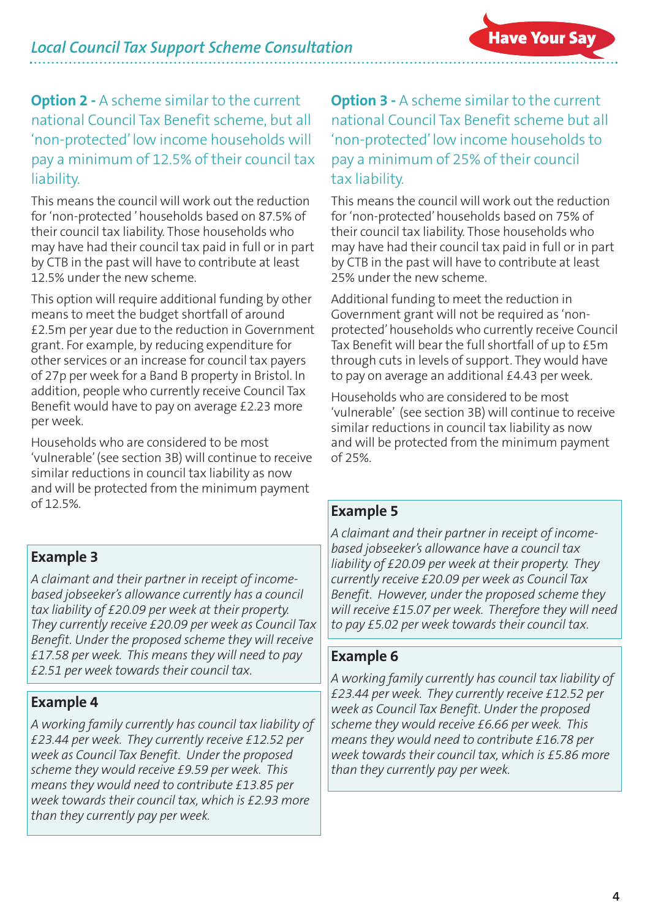## Option 2 - A scheme similar to the current national Council Tax Benefit scheme, but all 'non-protected' low income households will pay a minimum of 12.5% of their council tax liability.

This means the council will work out the reduction for 'non-protected ' households based on 87.5% of their council tax liability. Those households who may have had their council tax paid in full or in part by CTB in the past will have to contribute at least 12.5% under the new scheme.

This option will require additional funding by other means to meet the budget shortfall of around £2.5m per year due to the reduction in Government grant. For example, by reducing expenditure for other services or an increase for council tax payers of 27p per week for a Band B property in Bristol. In addition, people who currently receive Council Tax Benefit would have to pay on average £2.23 more per week.

Households who are considered to be most 'vulnerable' (see section 3B) will continue to receive similar reductions in council tax liability as now and will be protected from the minimum payment of 12.5%.

### Example 3

*A claimant and their partner in receipt of income-based jobseeker's allowance currently has a council tax liability of £20.09 per week at their property. They currently receive £20.09 per week as Council Tax Benefit. Under the proposed scheme they will receive £17.58 per week. This means they will need to pay £2.51 per week towards their council tax.*

### Example 4

*A working family currently has council tax liability of £23.44 per week. They currently receive £12.52 per week as Council Tax Benefit. Under the proposed scheme they would receive £9.59 per week. This means they would need to contribute £13.85 per week towards their council tax, which is £2.93 more than they currently pay per week.*

## Option 3 - A scheme similar to the current national Council Tax Benefit scheme but all 'non-protected' low income households to pay a minimum of 25% of their council tax liability.

This means the council will work out the reduction for 'non-protected' households based on 75% of their council tax liability. Those households who may have had their council tax paid in full or in part by CTB in the past will have to contribute at least 25% under the new scheme.

Additional funding to meet the reduction in Government grant will not be required as 'non-protected' households who currently receive Council Tax Benefit will bear the full shortfall of up to £5m through cuts in levels of support. They would have to pay on average an additional £4.43 per week.

Households who are considered to be most 'vulnerable' (see section 3B) will continue to receive similar reductions in council tax liability as now and will be protected from the minimum payment of 25%.

### Example 5

*A claimant and their partner in receipt of income-based jobseeker's allowance have a council tax liability of £20.09 per week at their property. They currently receive £20.09 per week as Council Tax Benefit. However, under the proposed scheme they will receive £15.07 per week. Therefore they will need to pay £5.02 per week towards their council tax.*

### Example 6

*A working family currently has council tax liability of £23.44 per week. They currently receive £12.52 per week as Council Tax Benefit. Under the proposed scheme they would receive £6.66 per week. This means they would need to contribute £16.78 per week towards their council tax, which is £5.86 more than they currently pay per week.*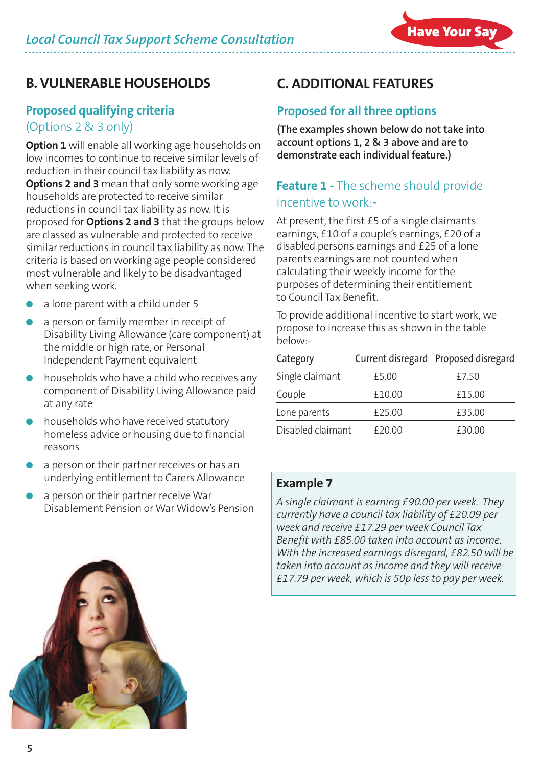## B. VULNERABLE HOUSEHOLDS

### Proposed qualifying criteria

(Options 2 & 3 only)

**Option 1** will enable all working age households on low incomes to continue to receive similar levels of reduction in their council tax liability as now. **Options 2 and 3** mean that only some working age households are protected to receive similar reductions in council tax liability as now. It is proposed for **Options 2 and 3** that the groups below are classed as vulnerable and protected to receive similar reductions in council tax liability as now. The criteria is based on working age people considered most vulnerable and likely to be disadvantaged when seeking work.

- a lone parent with a child under 5
- a person or family member in receipt of Disability Living Allowance (care component) at the middle or high rate, or Personal Independent Payment equivalent
- households who have a child who receives any component of Disability Living Allowance paid at any rate
- households who have received statutory homeless advice or housing due to financial reasons
- a person or their partner receives or has an underlying entitlement to Carers Allowance
- a person or their partner receive War Disablement Pension or War Widow's Pension

## C. ADDITIONAL FEATURES

### Proposed for all three options

**(The examples shown below do not take into account options 1, 2 & 3 above and are to demonstrate each individual feature.)**

### Feature 1 - The scheme should provide incentive to work:-

At present, the first £5 of a single claimants earnings, £10 of a couple's earnings, £20 of a disabled persons earnings and £25 of a lone parents earnings are not counted when calculating their weekly income for the purposes of determining their entitlement to Council Tax Benefit.

To provide additional incentive to start work, we propose to increase this as shown in the table below:-

| Category | Current disregard | Proposed disregard |
|---|---|---|
| Single claimant | £5.00 | £7.50 |
| Couple | £10.00 | £15.00 |
| Lone parents | £25.00 | £35.00 |
| Disabled claimant | £20.00 | £30.00 |

**Example 7**

*A single claimant is earning £90.00 per week. They currently have a council tax liability of £20.09 per week and receive £17.29 per week Council Tax Benefit with £85.00 taken into account as income. With the increased earnings disregard, £82.50 will be taken into account as income and they will receive £17.79 per week, which is 50p less to pay per week.*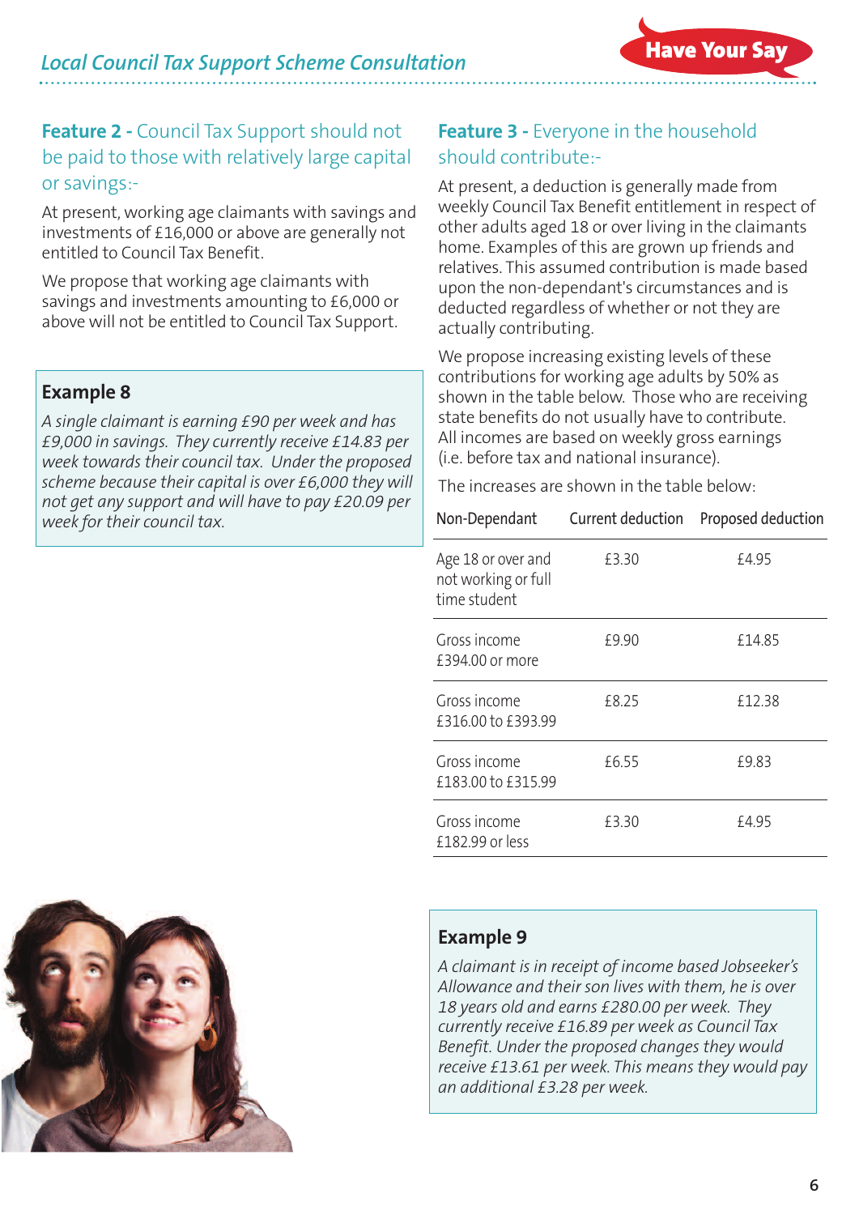## Feature 2 - Council Tax Support should not be paid to those with relatively large capital or savings:-

At present, working age claimants with savings and investments of £16,000 or above are generally not entitled to Council Tax Benefit.

We propose that working age claimants with savings and investments amounting to £6,000 or above will not be entitled to Council Tax Support.

### Example 8

*A single claimant is earning £90 per week and has £9,000 in savings. They currently receive £14.83 per week towards their council tax. Under the proposed scheme because their capital is over £6,000 they will not get any support and will have to pay £20.09 per week for their council tax.*

## Feature 3 - Everyone in the household should contribute:-

At present, a deduction is generally made from weekly Council Tax Benefit entitlement in respect of other adults aged 18 or over living in the claimants home. Examples of this are grown up friends and relatives. This assumed contribution is made based upon the non-dependant's circumstances and is deducted regardless of whether or not they are actually contributing.

We propose increasing existing levels of these contributions for working age adults by 50% as shown in the table below. Those who are receiving state benefits do not usually have to contribute. All incomes are based on weekly gross earnings (i.e. before tax and national insurance).

The increases are shown in the table below:

| Non-Dependant | Current deduction | Proposed deduction |
|---|---|---|
| Age 18 or over and not working or full time student | £3.30 | £4.95 |
| Gross income £394.00 or more | £9.90 | £14.85 |
| Gross income £316.00 to £393.99 | £8.25 | £12.38 |
| Gross income £183.00 to £315.99 | £6.55 | £9.83 |
| Gross income £182.99 or less | £3.30 | £4.95 |

### Example 9

*A claimant is in receipt of income based Jobseeker's Allowance and their son lives with them, he is over 18 years old and earns £280.00 per week. They currently receive £16.89 per week as Council Tax Benefit. Under the proposed changes they would receive £13.61 per week. This means they would pay an additional £3.28 per week.*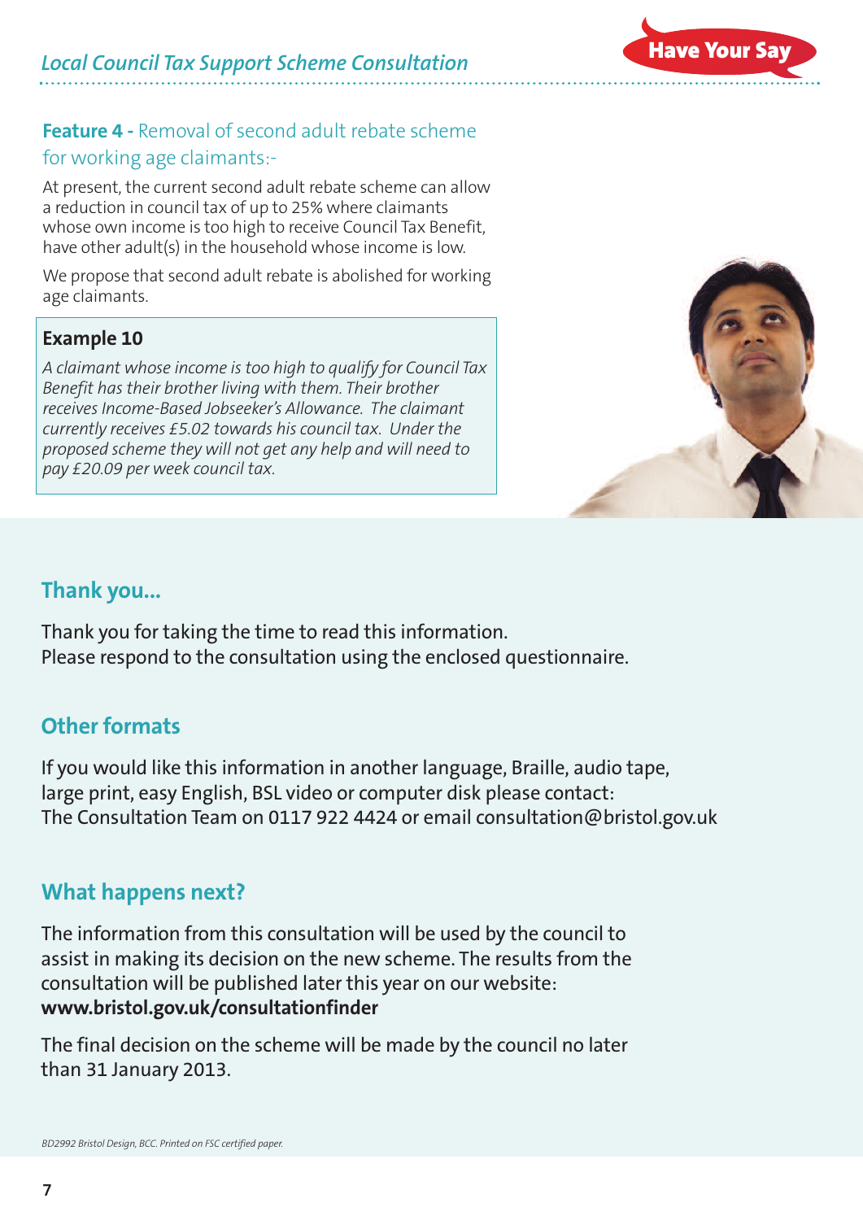**Feature 4 -** Removal of second adult rebate scheme for working age claimants:-

At present, the current second adult rebate scheme can allow a reduction in council tax of up to 25% where claimants whose own income is too high to receive Council Tax Benefit, have other adult(s) in the household whose income is low.

We propose that second adult rebate is abolished for working age claimants.

**Example 10**

*A claimant whose income is too high to qualify for Council Tax Benefit has their brother living with them. Their brother receives Income-Based Jobseeker's Allowance. The claimant currently receives £5.02 towards his council tax. Under the proposed scheme they will not get any help and will need to pay £20.09 per week council tax.*

## Thank you...

Thank you for taking the time to read this information.
Please respond to the consultation using the enclosed questionnaire.

## Other formats

If you would like this information in another language, Braille, audio tape, large print, easy English, BSL video or computer disk please contact:
The Consultation Team on 0117 922 4424 or email consultation@bristol.gov.uk

## What happens next?

The information from this consultation will be used by the council to assist in making its decision on the new scheme. The results from the consultation will be published later this year on our website:
**www.bristol.gov.uk/consultationfinder**

The final decision on the scheme will be made by the council no later than 31 January 2013.

*BD2992 Bristol Design, BCC. Printed on FSC certified paper.*